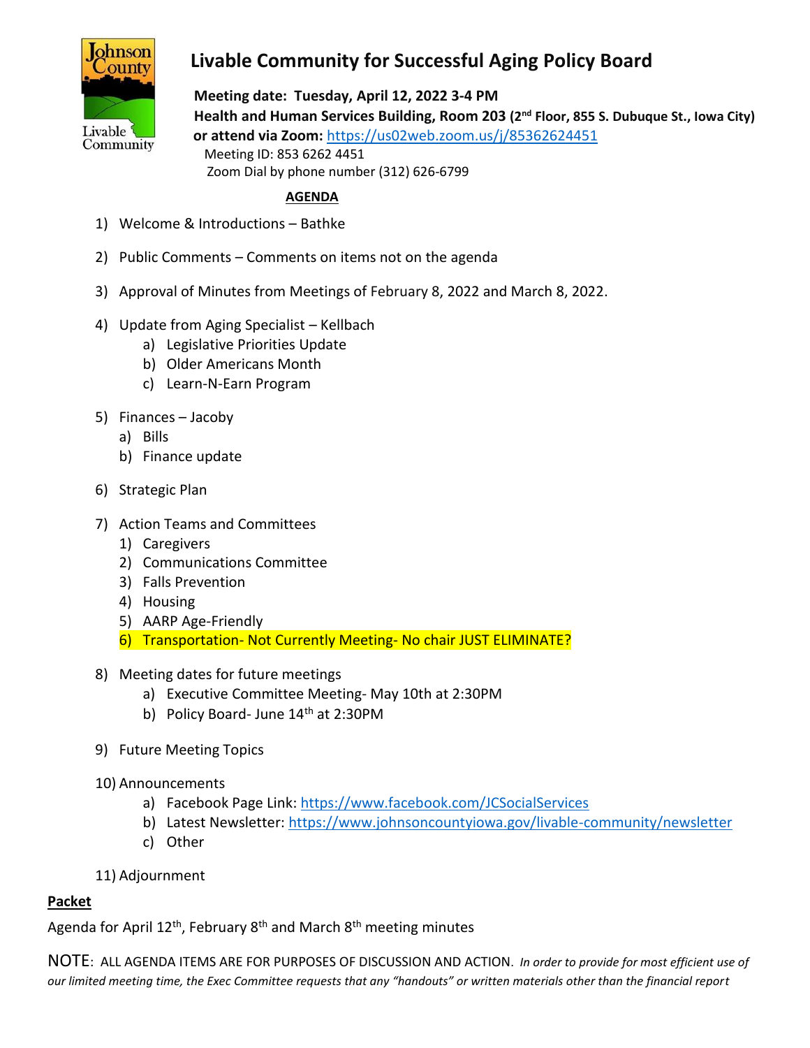# Livable Community for Successful Aging Policy Board

**Meeting date: Tuesday, April 12, 2022 3-4 PM**
**Health and Human Services Building, Room 203 (2nd Floor, 855 S. Dubuque St., Iowa City)**
**or attend via Zoom:** https://us02web.zoom.us/j/85362624451
Meeting ID: 853 6262 4451
Zoom Dial by phone number (312) 626-6799

**AGENDA**

1) Welcome & Introductions – Bathke

2) Public Comments – Comments on items not on the agenda

3) Approval of Minutes from Meetings of February 8, 2022 and March 8, 2022.

4) Update from Aging Specialist – Kellbach
   a) Legislative Priorities Update
   b) Older Americans Month
   c) Learn-N-Earn Program

5) Finances – Jacoby
   a) Bills
   b) Finance update

6) Strategic Plan

7) Action Teams and Committees
   1) Caregivers
   2) Communications Committee
   3) Falls Prevention
   4) Housing
   5) AARP Age-Friendly
   6) Transportation- Not Currently Meeting- No chair JUST ELIMINATE?

8) Meeting dates for future meetings
   a) Executive Committee Meeting- May 10th at 2:30PM
   b) Policy Board- June 14th at 2:30PM

9) Future Meeting Topics

10) Announcements
   a) Facebook Page Link: https://www.facebook.com/JCSocialServices
   b) Latest Newsletter: https://www.johnsoncountyiowa.gov/livable-community/newsletter
   c) Other

11) Adjournment

**Packet**

Agenda for April 12th, February 8th and March 8th meeting minutes

NOTE: ALL AGENDA ITEMS ARE FOR PURPOSES OF DISCUSSION AND ACTION. *In order to provide for most efficient use of our limited meeting time, the Exec Committee requests that any "handouts" or written materials other than the financial report*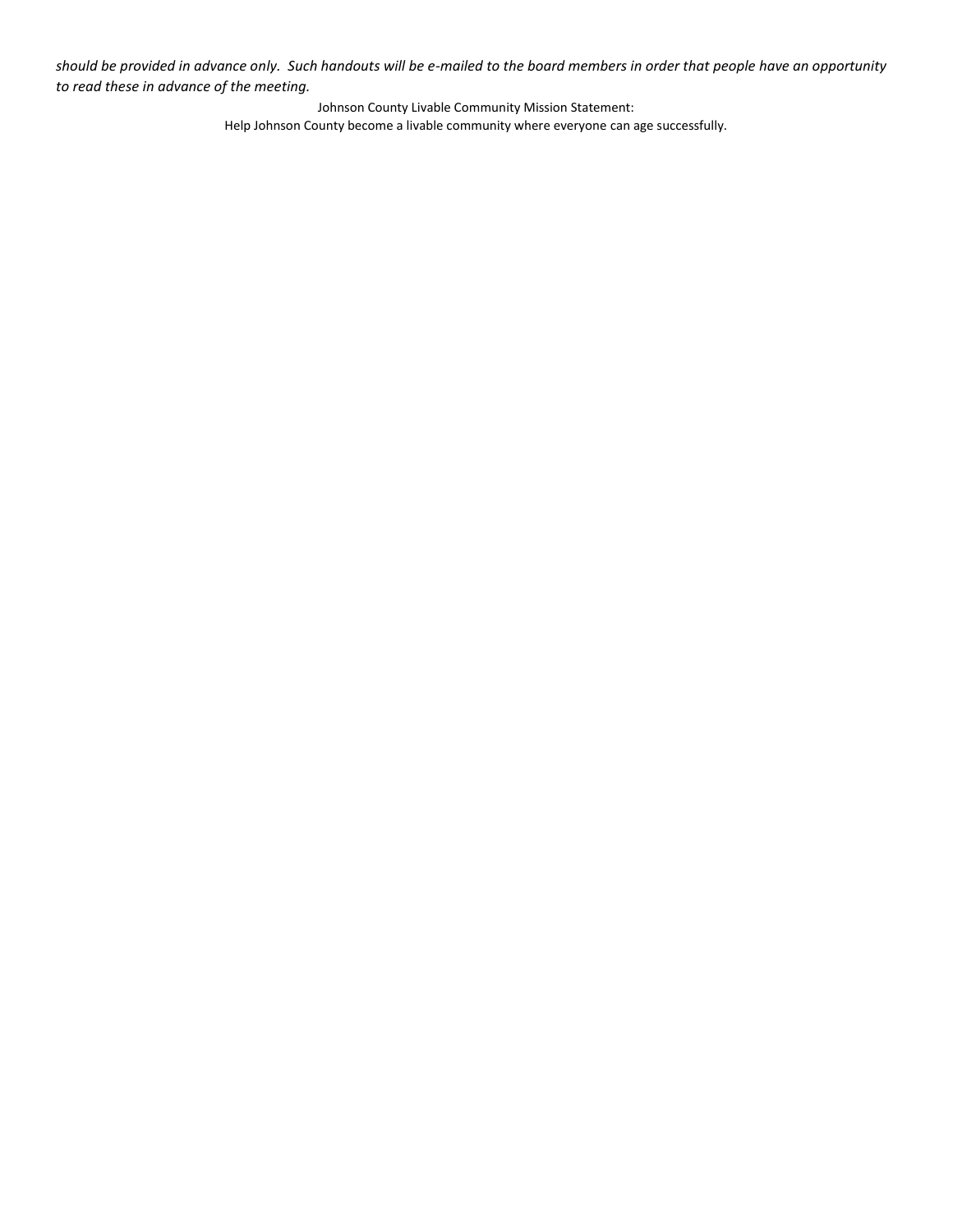*should be provided in advance only. Such handouts will be e-mailed to the board members in order that people have an opportunity to read these in advance of the meeting.*

Johnson County Livable Community Mission Statement:
Help Johnson County become a livable community where everyone can age successfully.